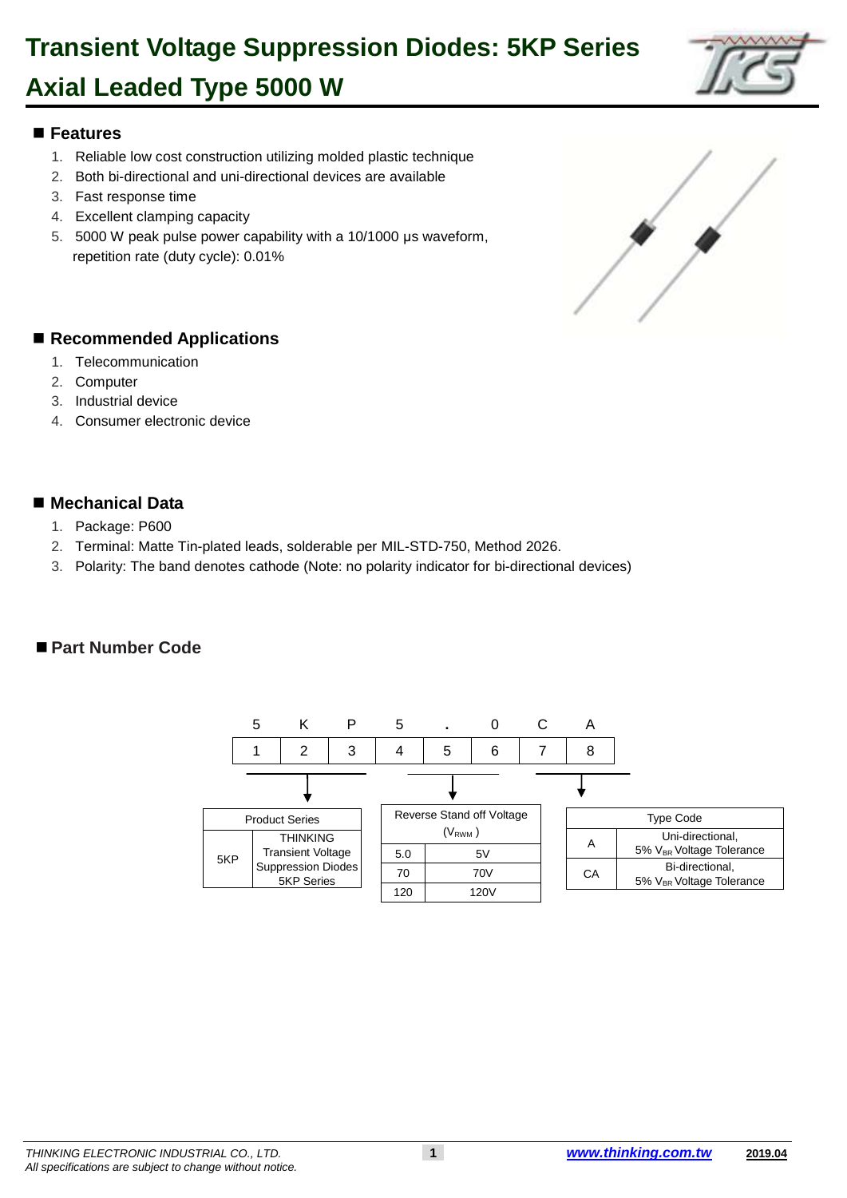# Transient Voltage Suppression Diodes: 5KP Series
# Axial Leaded Type 5000 W

## Features

1. Reliable low cost construction utilizing molded plastic technique
2. Both bi-directional and uni-directional devices are available
3. Fast response time
4. Excellent clamping capacity
5. 5000 W peak pulse power capability with a 10/1000 μs waveform, repetition rate (duty cycle): 0.01%

## Recommended Applications

1. Telecommunication
2. Computer
3. Industrial device
4. Consumer electronic device

## Mechanical Data

1. Package: P600
2. Terminal: Matte Tin-plated leads, solderable per MIL-STD-750, Method 2026.
3. Polarity: The band denotes cathode (Note: no polarity indicator for bi-directional devices)

## Part Number Code

| 5 | K | P | 5 | . | 0 | C | A |
|---|---|---|---|---|---|---|---|
| 1 | 2 | 3 | 4 | 5 | 6 | 7 | 8 |

Positions 1–3:

| Product Series | |
|---|---|
| 5KP | THINKING Transient Voltage Suppression Diodes 5KP Series |

Positions 4–6:

| Reverse Stand off Voltage ($V_{RWM}$) | |
|---|---|
| 5.0 | 5V |
| 70 | 70V |
| 120 | 120V |

Positions 7–8:

| Type Code | |
|---|---|
| A | Uni-directional, 5% $V_{BR}$ Voltage Tolerance |
| CA | Bi-directional, 5% $V_{BR}$ Voltage Tolerance |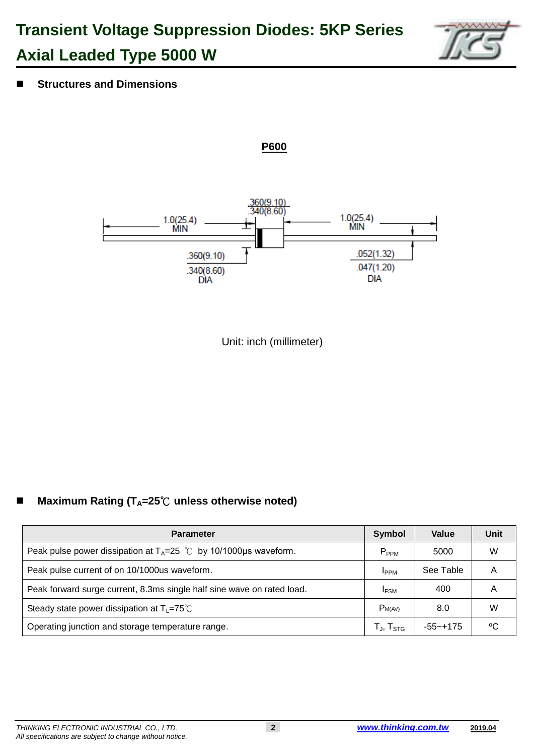# Transient Voltage Suppression Diodes: 5KP Series
# Axial Leaded Type 5000 W

## Structures and Dimensions

**P600**

.360(9.10)
.340(8.60)

1.0(25.4)
MIN

1.0(25.4)
MIN

.360(9.10)
.340(8.60)
DIA

.052(1.32)
.047(1.20)
DIA

Unit: inch (millimeter)

## Maximum Rating ($T_A$=25℃ unless otherwise noted)

| Parameter | Symbol | Value | Unit |
|---|---|---|---|
| Peak pulse power dissipation at $T_A$=25 ℃ by 10/1000μs waveform. | $P_{PPM}$ | 5000 | W |
| Peak pulse current of on 10/1000us waveform. | $I_{PPM}$ | See Table | A |
| Peak forward surge current, 8.3ms single half sine wave on rated load. | $I_{FSM}$ | 400 | A |
| Steady state power dissipation at $T_L$=75℃ | $P_{M(AV)}$ | 8.0 | W |
| Operating junction and storage temperature range. | $T_J$, $T_{STG}$ | -55~+175 | ºC |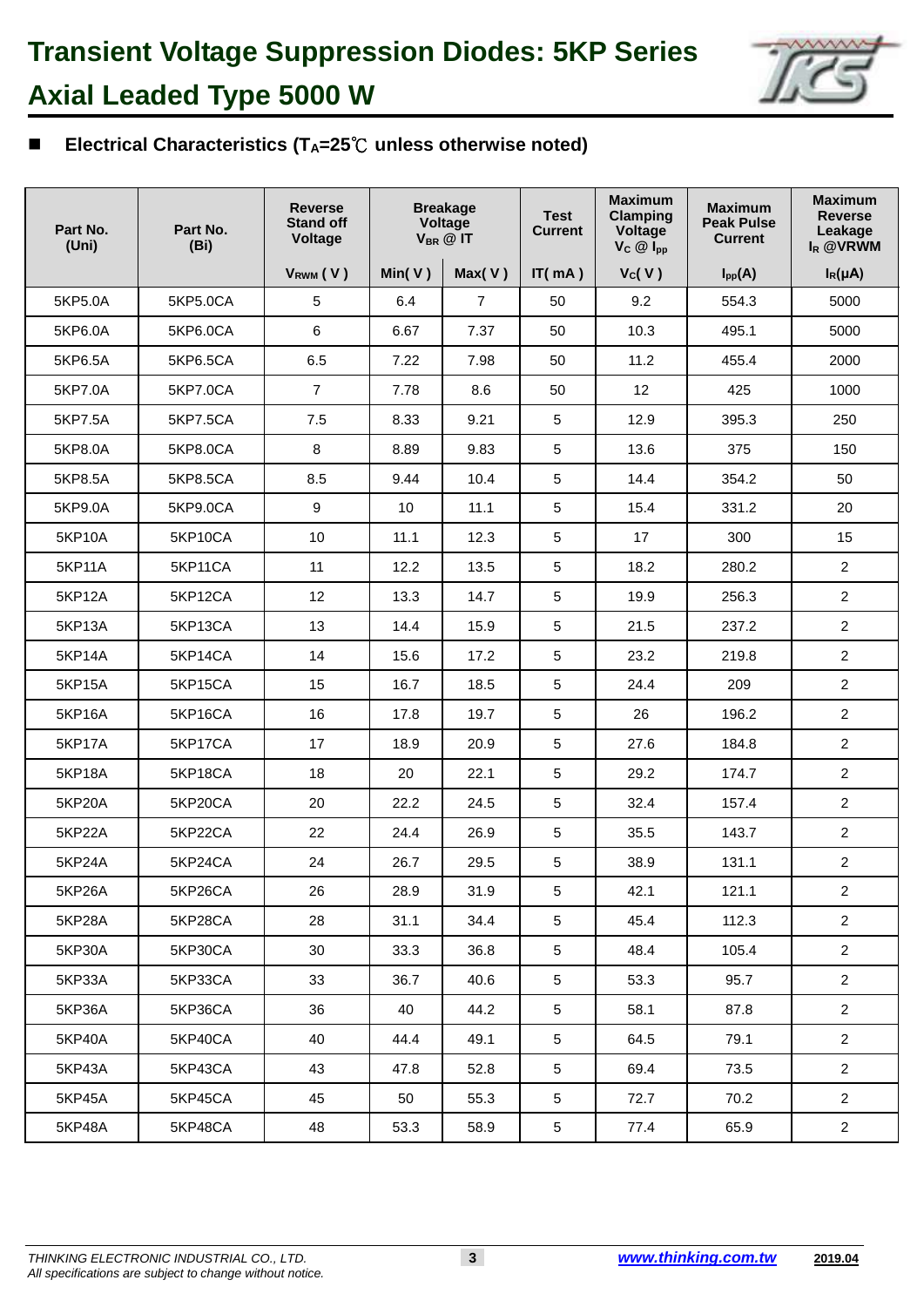# Transient Voltage Suppression Diodes: 5KP Series

# Axial Leaded Type 5000 W

## ■ Electrical Characteristics ($T_A$=25℃ unless otherwise noted)

| Part No. (Uni) | Part No. (Bi) | Reverse Stand off Voltage | Breakage Voltage $V_{BR}$ @ IT | | Test Current | Maximum Clamping Voltage $V_C$ @ $I_{pp}$ | Maximum Peak Pulse Current | Maximum Reverse Leakage $I_R$ @VRWM |
|---|---|---|---|---|---|---|---|---|
| | | $V_{RWM}$ ( V ) | Min( V ) | Max( V ) | IT( mA ) | $V_C$( V ) | $I_{pp}$(A) | $I_R$(μA) |
| 5KP5.0A | 5KP5.0CA | 5 | 6.4 | 7 | 50 | 9.2 | 554.3 | 5000 |
| 5KP6.0A | 5KP6.0CA | 6 | 6.67 | 7.37 | 50 | 10.3 | 495.1 | 5000 |
| 5KP6.5A | 5KP6.5CA | 6.5 | 7.22 | 7.98 | 50 | 11.2 | 455.4 | 2000 |
| 5KP7.0A | 5KP7.0CA | 7 | 7.78 | 8.6 | 50 | 12 | 425 | 1000 |
| 5KP7.5A | 5KP7.5CA | 7.5 | 8.33 | 9.21 | 5 | 12.9 | 395.3 | 250 |
| 5KP8.0A | 5KP8.0CA | 8 | 8.89 | 9.83 | 5 | 13.6 | 375 | 150 |
| 5KP8.5A | 5KP8.5CA | 8.5 | 9.44 | 10.4 | 5 | 14.4 | 354.2 | 50 |
| 5KP9.0A | 5KP9.0CA | 9 | 10 | 11.1 | 5 | 15.4 | 331.2 | 20 |
| 5KP10A | 5KP10CA | 10 | 11.1 | 12.3 | 5 | 17 | 300 | 15 |
| 5KP11A | 5KP11CA | 11 | 12.2 | 13.5 | 5 | 18.2 | 280.2 | 2 |
| 5KP12A | 5KP12CA | 12 | 13.3 | 14.7 | 5 | 19.9 | 256.3 | 2 |
| 5KP13A | 5KP13CA | 13 | 14.4 | 15.9 | 5 | 21.5 | 237.2 | 2 |
| 5KP14A | 5KP14CA | 14 | 15.6 | 17.2 | 5 | 23.2 | 219.8 | 2 |
| 5KP15A | 5KP15CA | 15 | 16.7 | 18.5 | 5 | 24.4 | 209 | 2 |
| 5KP16A | 5KP16CA | 16 | 17.8 | 19.7 | 5 | 26 | 196.2 | 2 |
| 5KP17A | 5KP17CA | 17 | 18.9 | 20.9 | 5 | 27.6 | 184.8 | 2 |
| 5KP18A | 5KP18CA | 18 | 20 | 22.1 | 5 | 29.2 | 174.7 | 2 |
| 5KP20A | 5KP20CA | 20 | 22.2 | 24.5 | 5 | 32.4 | 157.4 | 2 |
| 5KP22A | 5KP22CA | 22 | 24.4 | 26.9 | 5 | 35.5 | 143.7 | 2 |
| 5KP24A | 5KP24CA | 24 | 26.7 | 29.5 | 5 | 38.9 | 131.1 | 2 |
| 5KP26A | 5KP26CA | 26 | 28.9 | 31.9 | 5 | 42.1 | 121.1 | 2 |
| 5KP28A | 5KP28CA | 28 | 31.1 | 34.4 | 5 | 45.4 | 112.3 | 2 |
| 5KP30A | 5KP30CA | 30 | 33.3 | 36.8 | 5 | 48.4 | 105.4 | 2 |
| 5KP33A | 5KP33CA | 33 | 36.7 | 40.6 | 5 | 53.3 | 95.7 | 2 |
| 5KP36A | 5KP36CA | 36 | 40 | 44.2 | 5 | 58.1 | 87.8 | 2 |
| 5KP40A | 5KP40CA | 40 | 44.4 | 49.1 | 5 | 64.5 | 79.1 | 2 |
| 5KP43A | 5KP43CA | 43 | 47.8 | 52.8 | 5 | 69.4 | 73.5 | 2 |
| 5KP45A | 5KP45CA | 45 | 50 | 55.3 | 5 | 72.7 | 70.2 | 2 |
| 5KP48A | 5KP48CA | 48 | 53.3 | 58.9 | 5 | 77.4 | 65.9 | 2 |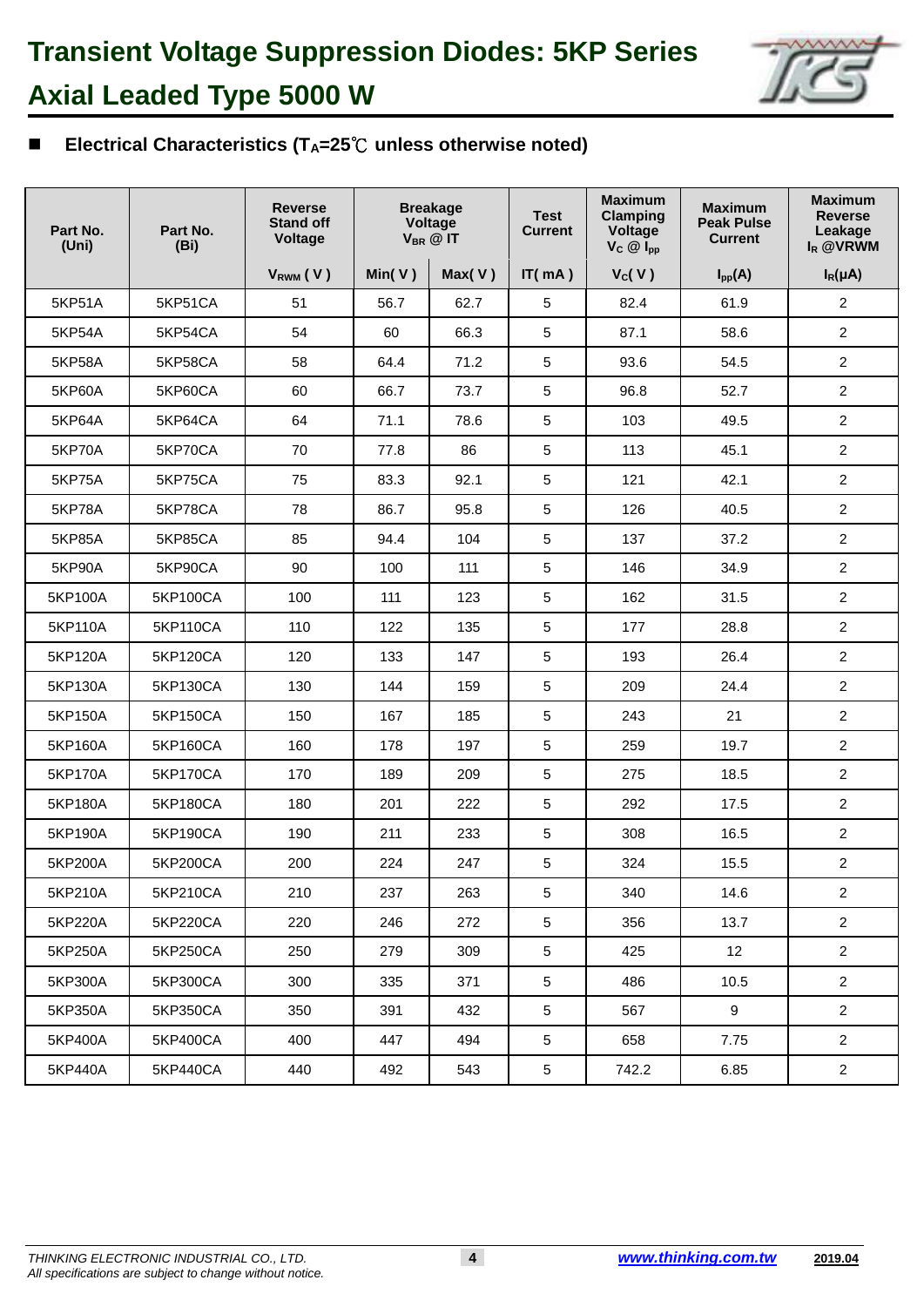# Transient Voltage Suppression Diodes: 5KP Series

## Axial Leaded Type 5000 W

■ **Electrical Characteristics ($T_A$=25℃ unless otherwise noted)**

| Part No. (Uni) | Part No. (Bi) | Reverse Stand off Voltage | Breakage Voltage $V_{BR}$ @ IT | | Test Current | Maximum Clamping Voltage $V_C$ @ $I_{pp}$ | Maximum Peak Pulse Current | Maximum Reverse Leakage $I_R$ @VRWM |
|---|---|---|---|---|---|---|---|---|
| | | $V_{RWM}$ ( V ) | Min( V ) | Max( V ) | IT( mA ) | $V_C$( V ) | $I_{pp}$(A) | $I_R$(μA) |
| 5KP51A | 5KP51CA | 51 | 56.7 | 62.7 | 5 | 82.4 | 61.9 | 2 |
| 5KP54A | 5KP54CA | 54 | 60 | 66.3 | 5 | 87.1 | 58.6 | 2 |
| 5KP58A | 5KP58CA | 58 | 64.4 | 71.2 | 5 | 93.6 | 54.5 | 2 |
| 5KP60A | 5KP60CA | 60 | 66.7 | 73.7 | 5 | 96.8 | 52.7 | 2 |
| 5KP64A | 5KP64CA | 64 | 71.1 | 78.6 | 5 | 103 | 49.5 | 2 |
| 5KP70A | 5KP70CA | 70 | 77.8 | 86 | 5 | 113 | 45.1 | 2 |
| 5KP75A | 5KP75CA | 75 | 83.3 | 92.1 | 5 | 121 | 42.1 | 2 |
| 5KP78A | 5KP78CA | 78 | 86.7 | 95.8 | 5 | 126 | 40.5 | 2 |
| 5KP85A | 5KP85CA | 85 | 94.4 | 104 | 5 | 137 | 37.2 | 2 |
| 5KP90A | 5KP90CA | 90 | 100 | 111 | 5 | 146 | 34.9 | 2 |
| 5KP100A | 5KP100CA | 100 | 111 | 123 | 5 | 162 | 31.5 | 2 |
| 5KP110A | 5KP110CA | 110 | 122 | 135 | 5 | 177 | 28.8 | 2 |
| 5KP120A | 5KP120CA | 120 | 133 | 147 | 5 | 193 | 26.4 | 2 |
| 5KP130A | 5KP130CA | 130 | 144 | 159 | 5 | 209 | 24.4 | 2 |
| 5KP150A | 5KP150CA | 150 | 167 | 185 | 5 | 243 | 21 | 2 |
| 5KP160A | 5KP160CA | 160 | 178 | 197 | 5 | 259 | 19.7 | 2 |
| 5KP170A | 5KP170CA | 170 | 189 | 209 | 5 | 275 | 18.5 | 2 |
| 5KP180A | 5KP180CA | 180 | 201 | 222 | 5 | 292 | 17.5 | 2 |
| 5KP190A | 5KP190CA | 190 | 211 | 233 | 5 | 308 | 16.5 | 2 |
| 5KP200A | 5KP200CA | 200 | 224 | 247 | 5 | 324 | 15.5 | 2 |
| 5KP210A | 5KP210CA | 210 | 237 | 263 | 5 | 340 | 14.6 | 2 |
| 5KP220A | 5KP220CA | 220 | 246 | 272 | 5 | 356 | 13.7 | 2 |
| 5KP250A | 5KP250CA | 250 | 279 | 309 | 5 | 425 | 12 | 2 |
| 5KP300A | 5KP300CA | 300 | 335 | 371 | 5 | 486 | 10.5 | 2 |
| 5KP350A | 5KP350CA | 350 | 391 | 432 | 5 | 567 | 9 | 2 |
| 5KP400A | 5KP400CA | 400 | 447 | 494 | 5 | 658 | 7.75 | 2 |
| 5KP440A | 5KP440CA | 440 | 492 | 543 | 5 | 742.2 | 6.85 | 2 |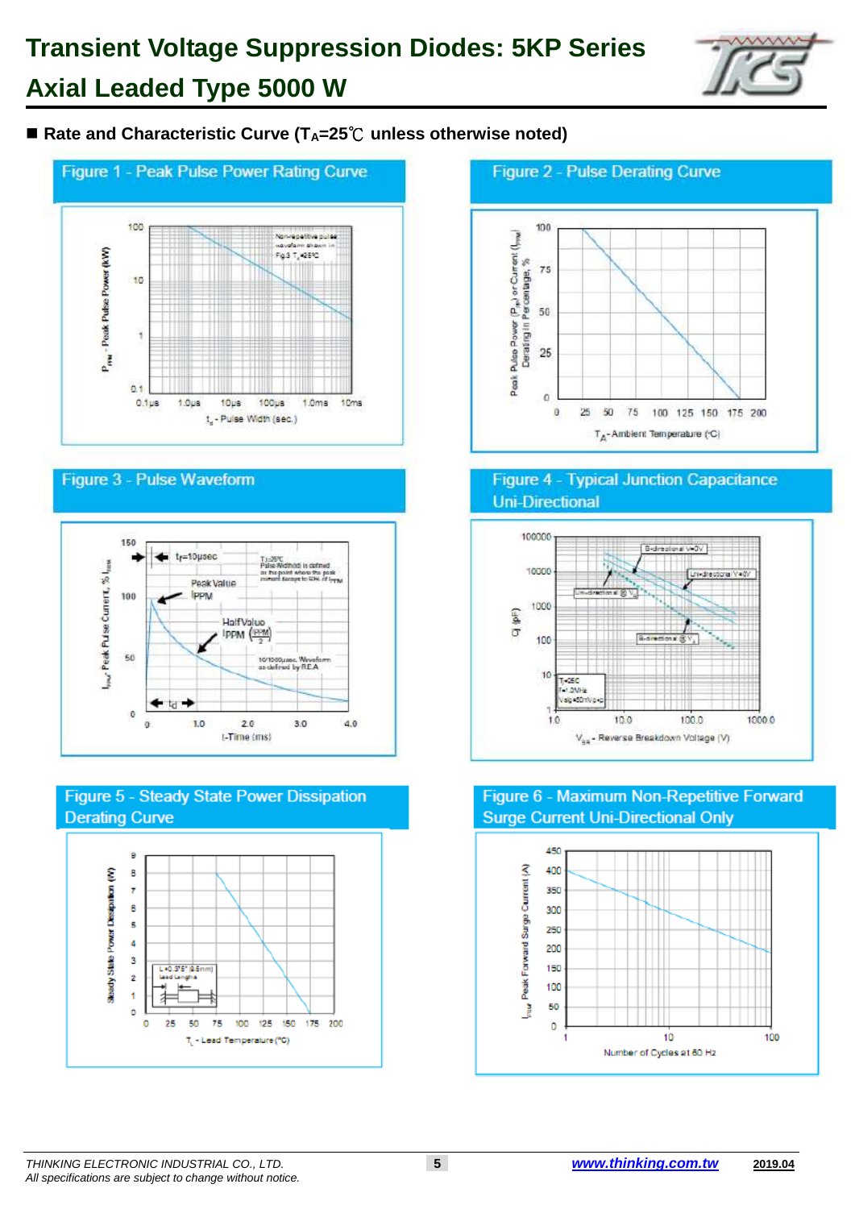# Transient Voltage Suppression Diodes: 5KP Series

# Axial Leaded Type 5000 W

## ■ Rate and Characteristic Curve ($T_A$=25℃ unless otherwise noted)

### Figure 1 - Peak Pulse Power Rating Curve

$P_{PM}$ - Peak Pulse Power (kW)

100, 10, 1, 0.1

Non-repetitive pulse waveform shown in Fig.3 $T_A$=25°C

0.1μs, 1.0μs, 10μs, 100μs, 1.0ms, 10ms

$t_d$ - Pulse Width (sec.)

### Figure 2 - Pulse Derating Curve

Peak Pulse Power ($P_{PP}$) or Current ($I_{PP}$) Derating in Percentage, %

100, 75, 50, 25, 0

0, 25, 50, 75, 100, 125, 150, 175, 200

$T_A$ - Ambient Temperature (°C)

### Figure 3 - Pulse Waveform

$I_{PPM}$ - Peak Pulse Current, % $I_{RSM}$

150, 100, 50, 0

$t_r$=10μsec

$T_J$=25°C
Pulse Width($t_d$) is defined as the point where the peak current decays to 50% of $I_{PPM}$

Peak Value $I_{PPM}$

Half Value $I_{PPM}$ ($\frac{IPPM}{2}$)

10/1000μsec. Waveform as defined by R.E.A

$t_d$

0, 1.0, 2.0, 3.0, 4.0

t-Time (ms)

### Figure 4 - Typical Junction Capacitance Uni-Directional

CJ (pF)

100000, 10000, 1000, 100, 10, 1

Bi-directional V=0V

Uni-directional V=0V

Uni-directional @ $V_R$

Bi-directional @ $V_R$

$T_J$=25C
f=1.0MHz
Vsig=50mVp-p

1.0, 10.0, 100.0, 1000.0

$V_{BR}$ - Reverse Breakdown Voltage (V)

### Figure 5 - Steady State Power Dissipation Derating Curve

Steady State Power Dissipation (W)

9, 8, 7, 6, 5, 4, 3, 2, 1, 0

L=0.375" (9.5mm) Lead Lengths

0, 25, 50, 75, 100, 125, 150, 175, 200

$T_L$ - Lead Temperature (°C)

### Figure 6 - Maximum Non-Repetitive Forward Surge Current Uni-Directional Only

$I_{FSM}$ Peak Forward Surge Current (A)

450, 400, 350, 300, 250, 200, 150, 100, 50, 0

1, 10, 100

Number of Cycles at 60 Hz

*THINKING ELECTRONIC INDUSTRIAL CO., LTD.*
*All specifications are subject to change without notice.*

www.thinking.com.tw

2019.04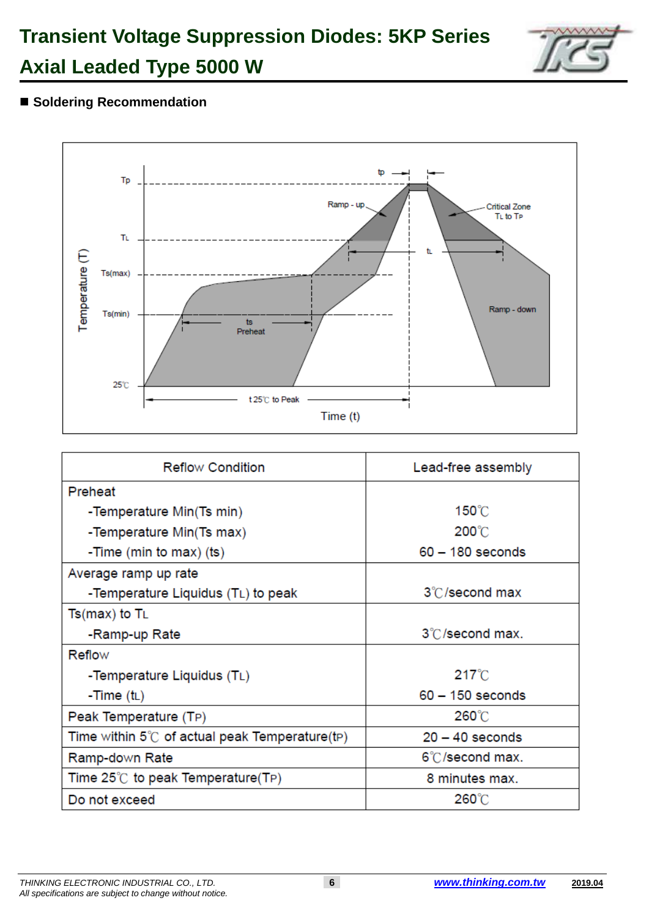# Transient Voltage Suppression Diodes: 5KP Series
# Axial Leaded Type 5000 W

## ■ Soldering Recommendation

| Reflow Condition | Lead-free assembly |
|---|---|
| Preheat<br>-Temperature Min(Ts min)<br>-Temperature Min(Ts max)<br>-Time (min to max) (ts) | <br>150℃<br>200℃<br>60 – 180 seconds |
| Average ramp up rate<br>-Temperature Liquidus ($T_L$) to peak | <br>3℃/second max |
| Ts(max) to $T_L$<br>-Ramp-up Rate | <br>3℃/second max. |
| Reflow<br>-Temperature Liquidus ($T_L$)<br>-Time ($t_L$) | <br>217℃<br>60 – 150 seconds |
| Peak Temperature ($T_P$) | 260℃ |
| Time within 5℃ of actual peak Temperature($t_P$) | 20 – 40 seconds |
| Ramp-down Rate | 6℃/second max. |
| Time 25℃ to peak Temperature($T_P$) | 8 minutes max. |
| Do not exceed | 260℃ |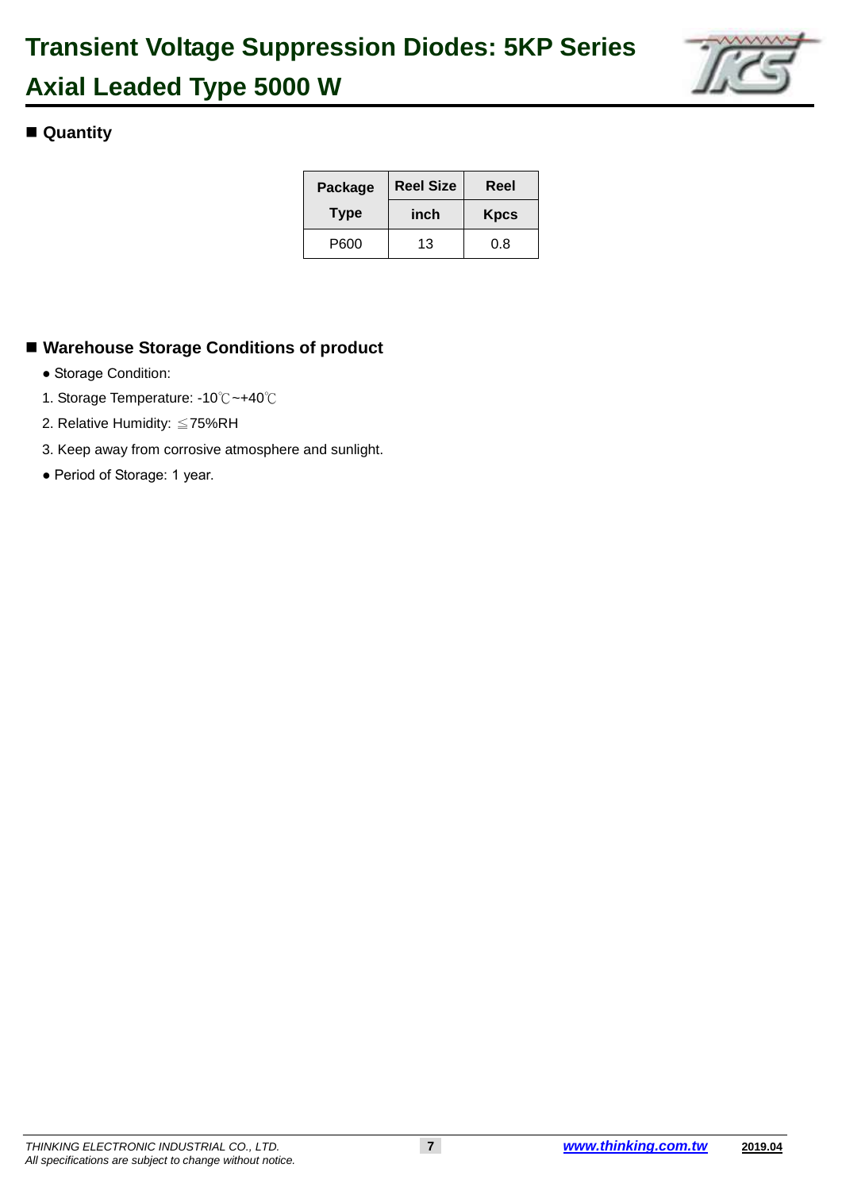## ■ Quantity

| Package Type | Reel Size | Reel |
|---|---|---|
| | inch | Kpcs |
| P600 | 13 | 0.8 |

## ■ Warehouse Storage Conditions of product

- Storage Condition:

1. Storage Temperature: -10℃~+40℃
2. Relative Humidity: ≦75%RH
3. Keep away from corrosive atmosphere and sunlight.

- Period of Storage: 1 year.